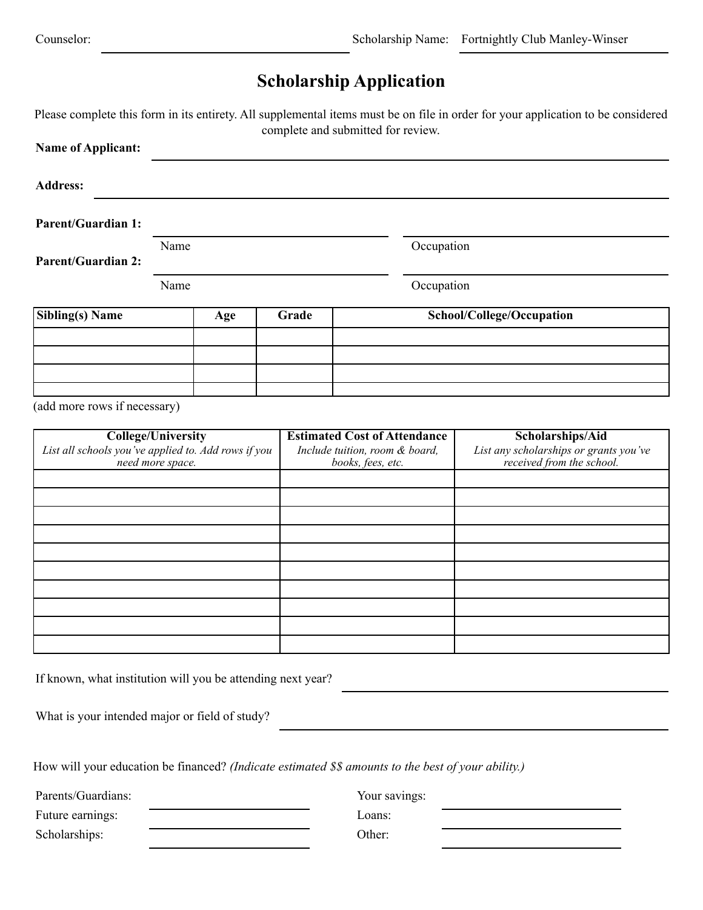Counselor: ____________________ Scholarship Name: Fortnightly Club Manley-Winser

# Scholarship Application

Please complete this form in its entirety. All supplemental items must be on file in order for your application to be considered complete and submitted for review.

**Name of Applicant:** ____________________

**Address:** ____________________

**Parent/Guardian 1:** ____________________ ____________________

Name Occupation

**Parent/Guardian 2:** ____________________ ____________________

Name Occupation

| Sibling(s) Name | Age | Grade | School/College/Occupation |
|---|---|---|---|
| | | | |
| | | | |
| | | | |
| | | | |

(add more rows if necessary)

| College/University<br>*List all schools you've applied to. Add rows if you need more space.* | Estimated Cost of Attendance<br>*Include tuition, room & board, books, fees, etc.* | Scholarships/Aid<br>*List any scholarships or grants you've received from the school.* |
|---|---|---|
| | | |
| | | |
| | | |
| | | |
| | | |
| | | |
| | | |
| | | |
| | | |
| | | |

If known, what institution will you be attending next year? ____________________

What is your intended major or field of study? ____________________

How will your education be financed? *(Indicate estimated $$ amounts to the best of your ability.)*

Parents/Guardians: ____________________ Your savings: ____________________

Future earnings: ____________________ Loans: ____________________

Scholarships: ____________________ Other: ____________________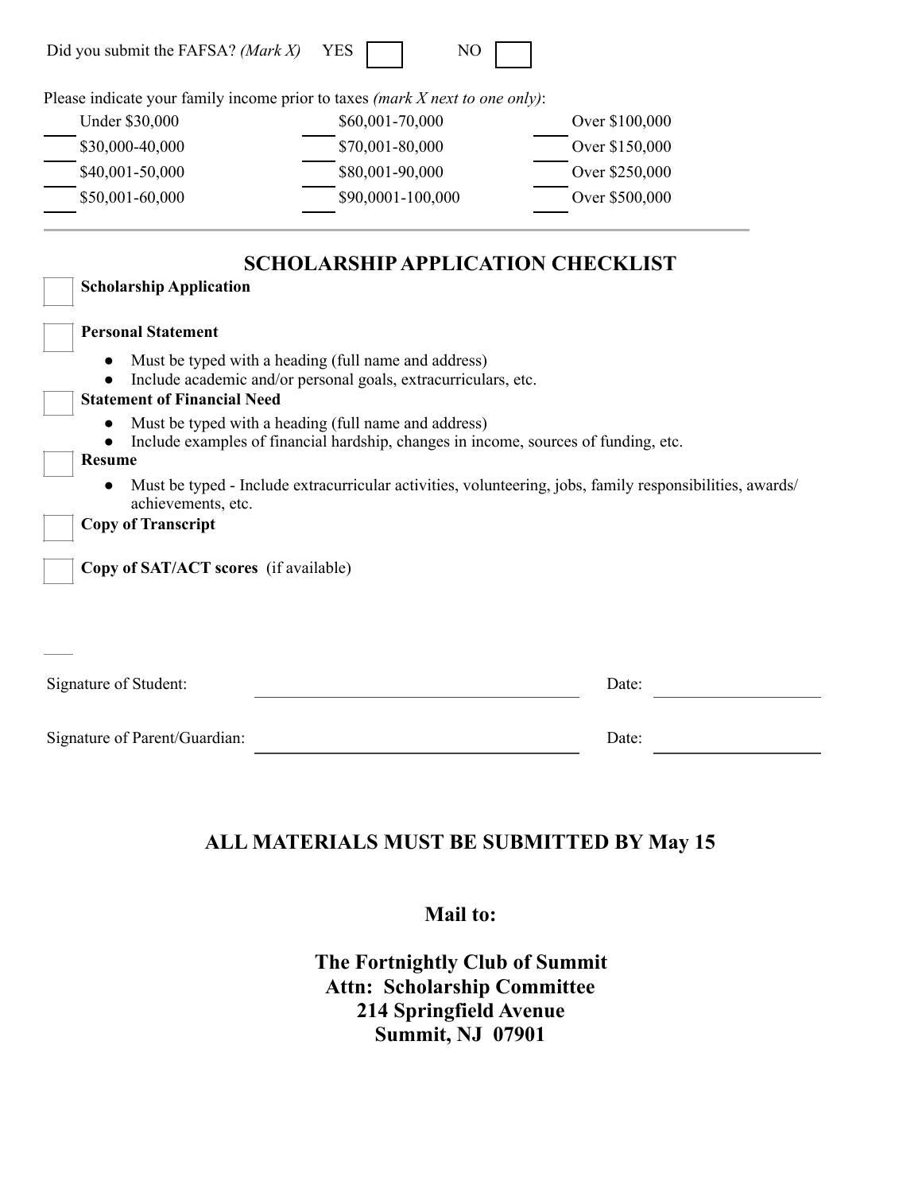Did you submit the FAFSA? *(Mark X)* YES ☐ NO ☐

Please indicate your family income prior to taxes *(mark X next to one only)*:

| | | |
|---|---|---|
| ____ Under $30,000 | ____ $60,001-70,000 | ____ Over $100,000 |
| ____ $30,000-40,000 | ____ $70,001-80,000 | ____ Over $150,000 |
| ____ $40,001-50,000 | ____ $80,001-90,000 | ____ Over $250,000 |
| ____ $50,001-60,000 | ____ $90,0001-100,000 | ____ Over $500,000 |

---

## SCHOLARSHIP APPLICATION CHECKLIST

☐ **Scholarship Application**

☐ **Personal Statement**

- Must be typed with a heading (full name and address)
- Include academic and/or personal goals, extracurriculars, etc.

☐ **Statement of Financial Need**

- Must be typed with a heading (full name and address)
- Include examples of financial hardship, changes in income, sources of funding, etc.

☐ **Resume**

- Must be typed - Include extracurricular activities, volunteering, jobs, family responsibilities, awards/ achievements, etc.

☐ **Copy of Transcript**

☐ **Copy of SAT/ACT scores** (if available)

Signature of Student: ______________________________ Date: ______________

Signature of Parent/Guardian: ______________________________ Date: ______________

## ALL MATERIALS MUST BE SUBMITTED BY May 15

**Mail to:**

**The Fortnightly Club of Summit**
**Attn: Scholarship Committee**
**214 Springfield Avenue**
**Summit, NJ 07901**